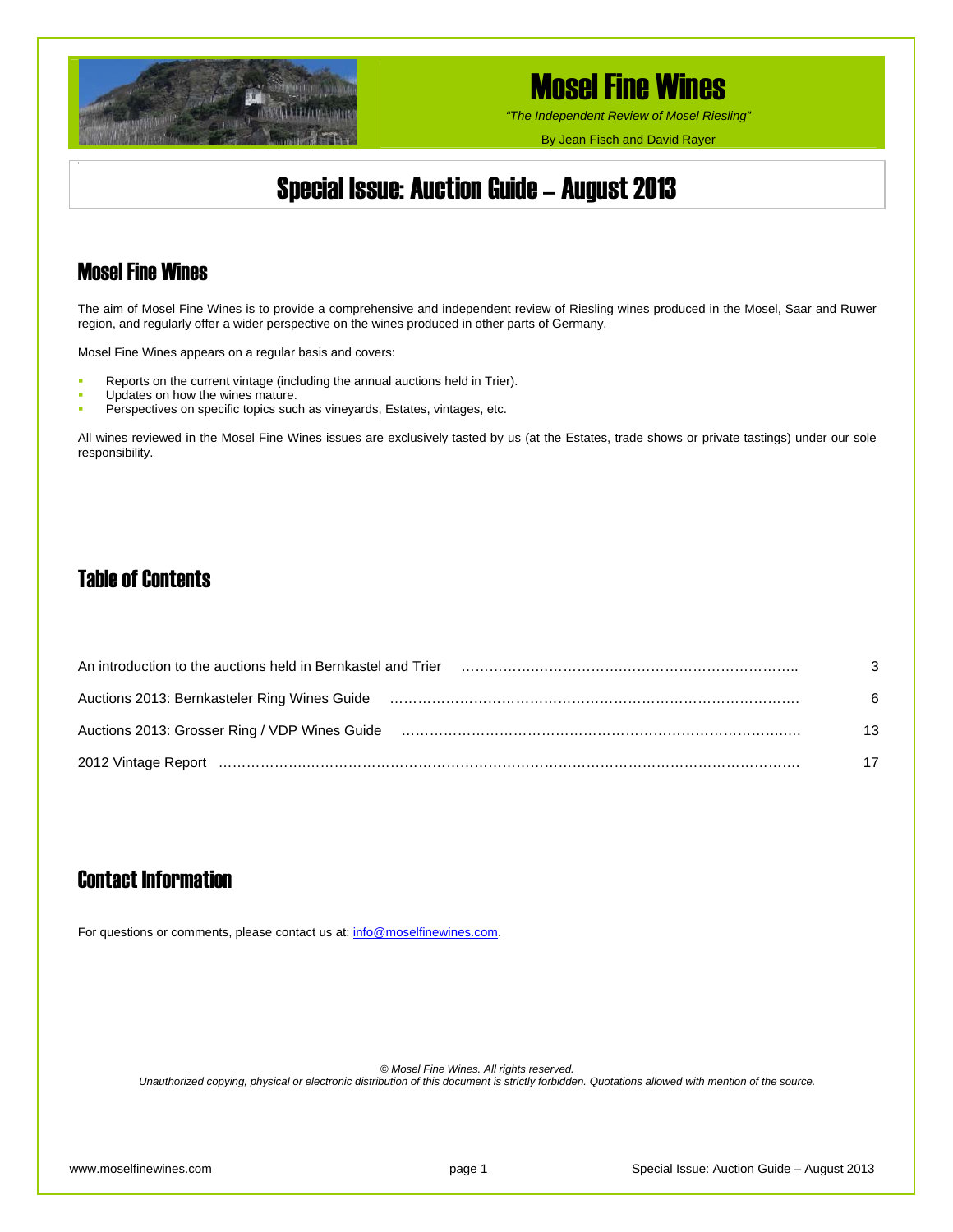# Mosel Fine Wines

*"The Independent Review of Mosel Riesling"*

By Jean Fisch and David Rayer

# Special Issue: Auction Guide – August 2013

## Mosel Fine Wines

The aim of Mosel Fine Wines is to provide a comprehensive and independent review of Riesling wines produced in the Mosel, Saar and Ruwer region, and regularly offer a wider perspective on the wines produced in other parts of Germany.

Mosel Fine Wines appears on a regular basis and covers:

- Reports on the current vintage (including the annual auctions held in Trier).
- Updates on how the wines mature.
- Perspectives on specific topics such as vineyards, Estates, vintages, etc.

All wines reviewed in the Mosel Fine Wines issues are exclusively tasted by us (at the Estates, trade shows or private tastings) under our sole responsibility.

## Table of Contents

| | |
|---|---|
| An introduction to the auctions held in Bernkastel and Trier | 3 |
| Auctions 2013: Bernkasteler Ring Wines Guide | 6 |
| Auctions 2013: Grosser Ring / VDP Wines Guide | 13 |
| 2012 Vintage Report | 17 |

## Contact Information

For questions or comments, please contact us at: info@moselfinewines.com.

*© Mosel Fine Wines. All rights reserved.*
*Unauthorized copying, physical or electronic distribution of this document is strictly forbidden. Quotations allowed with mention of the source.*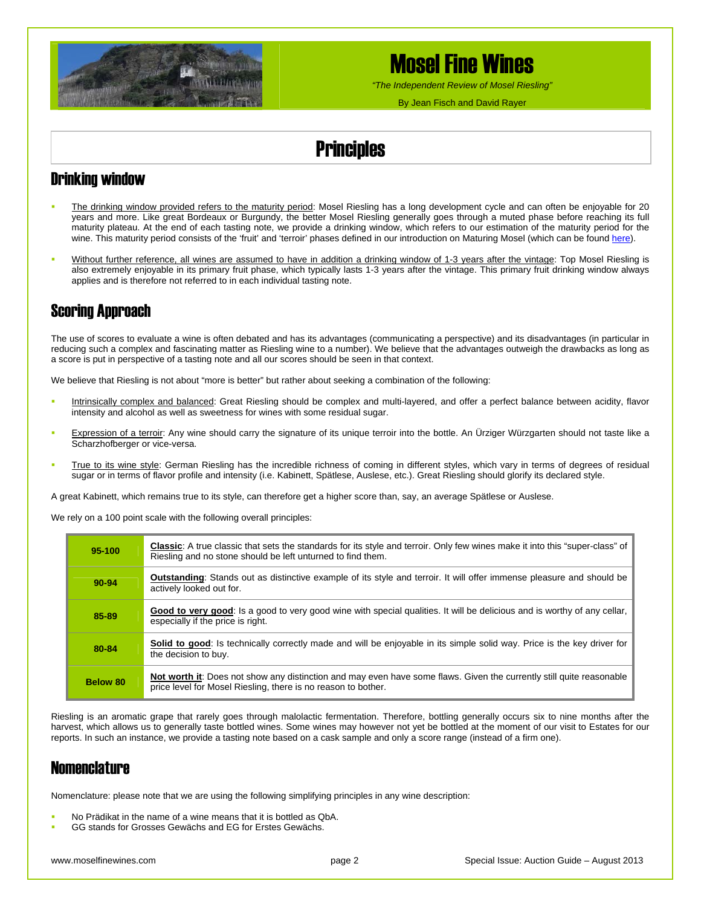# Mosel Fine Wines

*"The Independent Review of Mosel Riesling"*

By Jean Fisch and David Rayer

# Principles

## Drinking window

- The drinking window provided refers to the maturity period: Mosel Riesling has a long development cycle and can often be enjoyable for 20 years and more. Like great Bordeaux or Burgundy, the better Mosel Riesling generally goes through a muted phase before reaching its full maturity plateau. At the end of each tasting note, we provide a drinking window, which refers to our estimation of the maturity period for the wine. This maturity period consists of the 'fruit' and 'terroir' phases defined in our introduction on Maturing Mosel (which can be found here).
- Without further reference, all wines are assumed to have in addition a drinking window of 1-3 years after the vintage: Top Mosel Riesling is also extremely enjoyable in its primary fruit phase, which typically lasts 1-3 years after the vintage. This primary fruit drinking window always applies and is therefore not referred to in each individual tasting note.

## Scoring Approach

The use of scores to evaluate a wine is often debated and has its advantages (communicating a perspective) and its disadvantages (in particular in reducing such a complex and fascinating matter as Riesling wine to a number). We believe that the advantages outweigh the drawbacks as long as a score is put in perspective of a tasting note and all our scores should be seen in that context.

We believe that Riesling is not about "more is better" but rather about seeking a combination of the following:

- Intrinsically complex and balanced: Great Riesling should be complex and multi-layered, and offer a perfect balance between acidity, flavor intensity and alcohol as well as sweetness for wines with some residual sugar.
- Expression of a terroir: Any wine should carry the signature of its unique terroir into the bottle. An Ürziger Würzgarten should not taste like a Scharzhofberger or vice-versa.
- True to its wine style: German Riesling has the incredible richness of coming in different styles, which vary in terms of degrees of residual sugar or in terms of flavor profile and intensity (i.e. Kabinett, Spätlese, Auslese, etc.). Great Riesling should glorify its declared style.

A great Kabinett, which remains true to its style, can therefore get a higher score than, say, an average Spätlese or Auslese.

We rely on a 100 point scale with the following overall principles:

| | |
|---|---|
| **95-100** | **Classic**: A true classic that sets the standards for its style and terroir. Only few wines make it into this "super-class" of Riesling and no stone should be left unturned to find them. |
| **90-94** | **Outstanding**: Stands out as distinctive example of its style and terroir. It will offer immense pleasure and should be actively looked out for. |
| **85-89** | **Good to very good**: Is a good to very good wine with special qualities. It will be delicious and is worthy of any cellar, especially if the price is right. |
| **80-84** | **Solid to good**: Is technically correctly made and will be enjoyable in its simple solid way. Price is the key driver for the decision to buy. |
| **Below 80** | **Not worth it**: Does not show any distinction and may even have some flaws. Given the currently still quite reasonable price level for Mosel Riesling, there is no reason to bother. |

Riesling is an aromatic grape that rarely goes through malolactic fermentation. Therefore, bottling generally occurs six to nine months after the harvest, which allows us to generally taste bottled wines. Some wines may however not yet be bottled at the moment of our visit to Estates for our reports. In such an instance, we provide a tasting note based on a cask sample and only a score range (instead of a firm one).

## Nomenclature

Nomenclature: please note that we are using the following simplifying principles in any wine description:

- No Prädikat in the name of a wine means that it is bottled as QbA.
- GG stands for Grosses Gewächs and EG for Erstes Gewächs.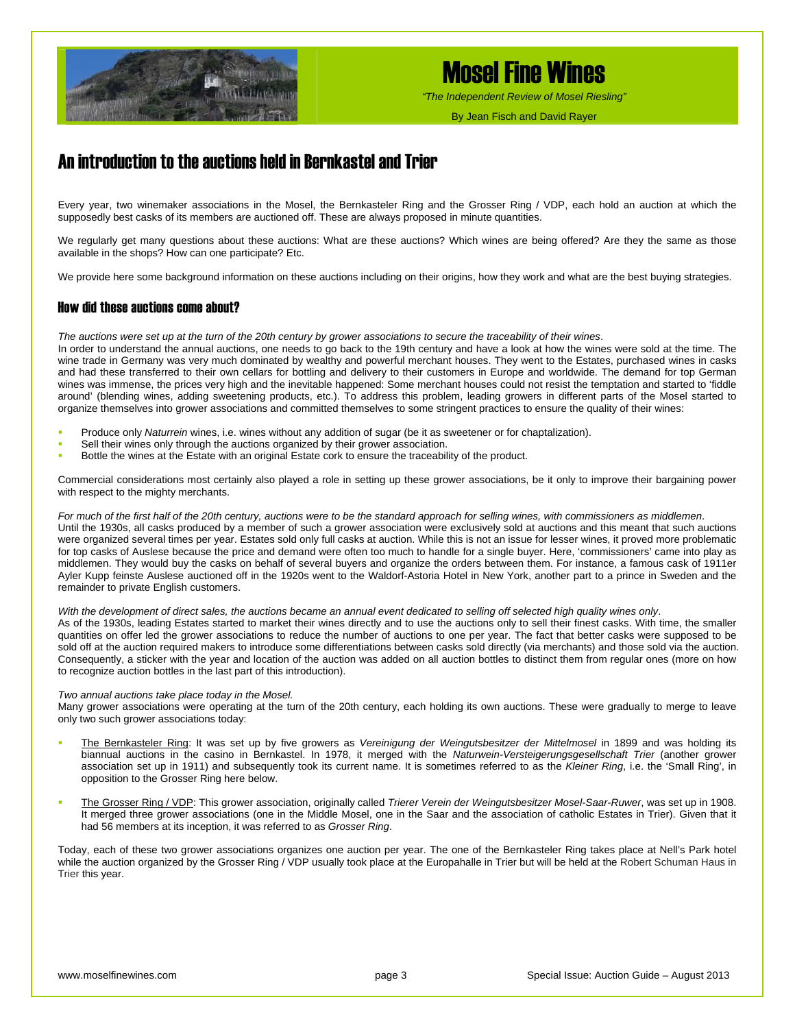# An introduction to the auctions held in Bernkastel and Trier

Every year, two winemaker associations in the Mosel, the Bernkasteler Ring and the Grosser Ring / VDP, each hold an auction at which the supposedly best casks of its members are auctioned off. These are always proposed in minute quantities.

We regularly get many questions about these auctions: What are these auctions? Which wines are being offered? Are they the same as those available in the shops? How can one participate? Etc.

We provide here some background information on these auctions including on their origins, how they work and what are the best buying strategies.

## How did these auctions come about?

*The auctions were set up at the turn of the 20th century by grower associations to secure the traceability of their wines*.
In order to understand the annual auctions, one needs to go back to the 19th century and have a look at how the wines were sold at the time. The wine trade in Germany was very much dominated by wealthy and powerful merchant houses. They went to the Estates, purchased wines in casks and had these transferred to their own cellars for bottling and delivery to their customers in Europe and worldwide. The demand for top German wines was immense, the prices very high and the inevitable happened: Some merchant houses could not resist the temptation and started to 'fiddle around' (blending wines, adding sweetening products, etc.). To address this problem, leading growers in different parts of the Mosel started to organize themselves into grower associations and committed themselves to some stringent practices to ensure the quality of their wines:

- Produce only *Naturrein* wines, i.e. wines without any addition of sugar (be it as sweetener or for chaptalization).
- Sell their wines only through the auctions organized by their grower association.
- Bottle the wines at the Estate with an original Estate cork to ensure the traceability of the product.

Commercial considerations most certainly also played a role in setting up these grower associations, be it only to improve their bargaining power with respect to the mighty merchants.

*For much of the first half of the 20th century, auctions were to be the standard approach for selling wines, with commissioners as middlemen*.
Until the 1930s, all casks produced by a member of such a grower association were exclusively sold at auctions and this meant that such auctions were organized several times per year. Estates sold only full casks at auction. While this is not an issue for lesser wines, it proved more problematic for top casks of Auslese because the price and demand were often too much to handle for a single buyer. Here, 'commissioners' came into play as middlemen. They would buy the casks on behalf of several buyers and organize the orders between them. For instance, a famous cask of 1911er Ayler Kupp feinste Auslese auctioned off in the 1920s went to the Waldorf-Astoria Hotel in New York, another part to a prince in Sweden and the remainder to private English customers.

*With the development of direct sales, the auctions became an annual event dedicated to selling off selected high quality wines only*.
As of the 1930s, leading Estates started to market their wines directly and to use the auctions only to sell their finest casks. With time, the smaller quantities on offer led the grower associations to reduce the number of auctions to one per year. The fact that better casks were supposed to be sold off at the auction required makers to introduce some differentiations between casks sold directly (via merchants) and those sold via the auction. Consequently, a sticker with the year and location of the auction was added on all auction bottles to distinct them from regular ones (more on how to recognize auction bottles in the last part of this introduction).

*Two annual auctions take place today in the Mosel.*
Many grower associations were operating at the turn of the 20th century, each holding its own auctions. These were gradually to merge to leave only two such grower associations today:

- The Bernkasteler Ring: It was set up by five growers as *Vereinigung der Weingutsbesitzer der Mittelmosel* in 1899 and was holding its biannual auctions in the casino in Bernkastel. In 1978, it merged with the *Naturwein-Versteigerungsgesellschaft Trier* (another grower association set up in 1911) and subsequently took its current name. It is sometimes referred to as the *Kleiner Ring*, i.e. the 'Small Ring', in opposition to the Grosser Ring here below.

- The Grosser Ring / VDP: This grower association, originally called *Trierer Verein der Weingutsbesitzer Mosel-Saar-Ruwer*, was set up in 1908. It merged three grower associations (one in the Middle Mosel, one in the Saar and the association of catholic Estates in Trier). Given that it had 56 members at its inception, it was referred to as *Grosser Ring*.

Today, each of these two grower associations organizes one auction per year. The one of the Bernkasteler Ring takes place at Nell's Park hotel while the auction organized by the Grosser Ring / VDP usually took place at the Europahalle in Trier but will be held at the Robert Schuman Haus in Trier this year.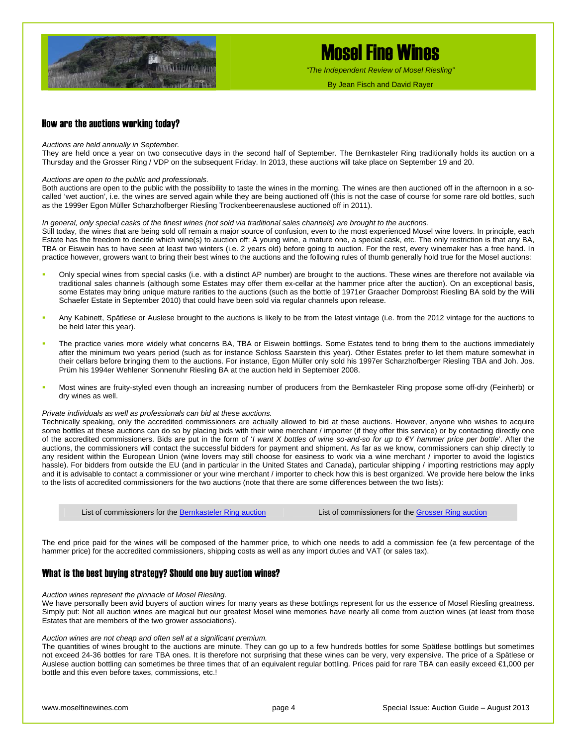## How are the auctions working today?

*Auctions are held annually in September.*

They are held once a year on two consecutive days in the second half of September. The Bernkasteler Ring traditionally holds its auction on a Thursday and the Grosser Ring / VDP on the subsequent Friday. In 2013, these auctions will take place on September 19 and 20.

*Auctions are open to the public and professionals.*

Both auctions are open to the public with the possibility to taste the wines in the morning. The wines are then auctioned off in the afternoon in a so-called 'wet auction', i.e. the wines are served again while they are being auctioned off (this is not the case of course for some rare old bottles, such as the 1999er Egon Müller Scharzhofberger Riesling Trockenbeerenauslese auctioned off in 2011).

*In general, only special casks of the finest wines (not sold via traditional sales channels) are brought to the auctions.*

Still today, the wines that are being sold off remain a major source of confusion, even to the most experienced Mosel wine lovers. In principle, each Estate has the freedom to decide which wine(s) to auction off: A young wine, a mature one, a special cask, etc. The only restriction is that any BA, TBA or Eiswein has to have seen at least two winters (i.e. 2 years old) before going to auction. For the rest, every winemaker has a free hand. In practice however, growers want to bring their best wines to the auctions and the following rules of thumb generally hold true for the Mosel auctions:

- Only special wines from special casks (i.e. with a distinct AP number) are brought to the auctions. These wines are therefore not available via traditional sales channels (although some Estates may offer them ex-cellar at the hammer price after the auction). On an exceptional basis, some Estates may bring unique mature rarities to the auctions (such as the bottle of 1971er Graacher Domprobst Riesling BA sold by the Willi Schaefer Estate in September 2010) that could have been sold via regular channels upon release.
- Any Kabinett, Spätlese or Auslese brought to the auctions is likely to be from the latest vintage (i.e. from the 2012 vintage for the auctions to be held later this year).
- The practice varies more widely what concerns BA, TBA or Eiswein bottlings. Some Estates tend to bring them to the auctions immediately after the minimum two years period (such as for instance Schloss Saarstein this year). Other Estates prefer to let them mature somewhat in their cellars before bringing them to the auctions. For instance, Egon Müller only sold his 1997er Scharzhofberger Riesling TBA and Joh. Jos. Prüm his 1994er Wehlener Sonnenuhr Riesling BA at the auction held in September 2008.
- Most wines are fruity-styled even though an increasing number of producers from the Bernkasteler Ring propose some off-dry (Feinherb) or dry wines as well.

*Private individuals as well as professionals can bid at these auctions.*

Technically speaking, only the accredited commissioners are actually allowed to bid at these auctions. However, anyone who wishes to acquire some bottles at these auctions can do so by placing bids with their wine merchant / importer (if they offer this service) or by contacting directly one of the accredited commissioners. Bids are put in the form of '*I want X bottles of wine so-and-so for up to €Y hammer price per bottle*'. After the auctions, the commissioners will contact the successful bidders for payment and shipment. As far as we know, commissioners can ship directly to any resident within the European Union (wine lovers may still choose for easiness to work via a wine merchant / importer to avoid the logistics hassle). For bidders from outside the EU (and in particular in the United States and Canada), particular shipping / importing restrictions may apply and it is advisable to contact a commissioner or your wine merchant / importer to check how this is best organized. We provide here below the links to the lists of accredited commissioners for the two auctions (note that there are some differences between the two lists):

| | |
|---|---|
| List of commissioners for the Bernkasteler Ring auction | List of commissioners for the Grosser Ring auction |

The end price paid for the wines will be composed of the hammer price, to which one needs to add a commission fee (a few percentage of the hammer price) for the accredited commissioners, shipping costs as well as any import duties and VAT (or sales tax).

## What is the best buying strategy? Should one buy auction wines?

*Auction wines represent the pinnacle of Mosel Riesling.*

We have personally been avid buyers of auction wines for many years as these bottlings represent for us the essence of Mosel Riesling greatness. Simply put: Not all auction wines are magical but our greatest Mosel wine memories have nearly all come from auction wines (at least from those Estates that are members of the two grower associations).

*Auction wines are not cheap and often sell at a significant premium.*

The quantities of wines brought to the auctions are minute. They can go up to a few hundreds bottles for some Spätlese bottlings but sometimes not exceed 24-36 bottles for rare TBA ones. It is therefore not surprising that these wines can be very, very expensive. The price of a Spätlese or Auslese auction bottling can sometimes be three times that of an equivalent regular bottling. Prices paid for rare TBA can easily exceed €1,000 per bottle and this even before taxes, commissions, etc.!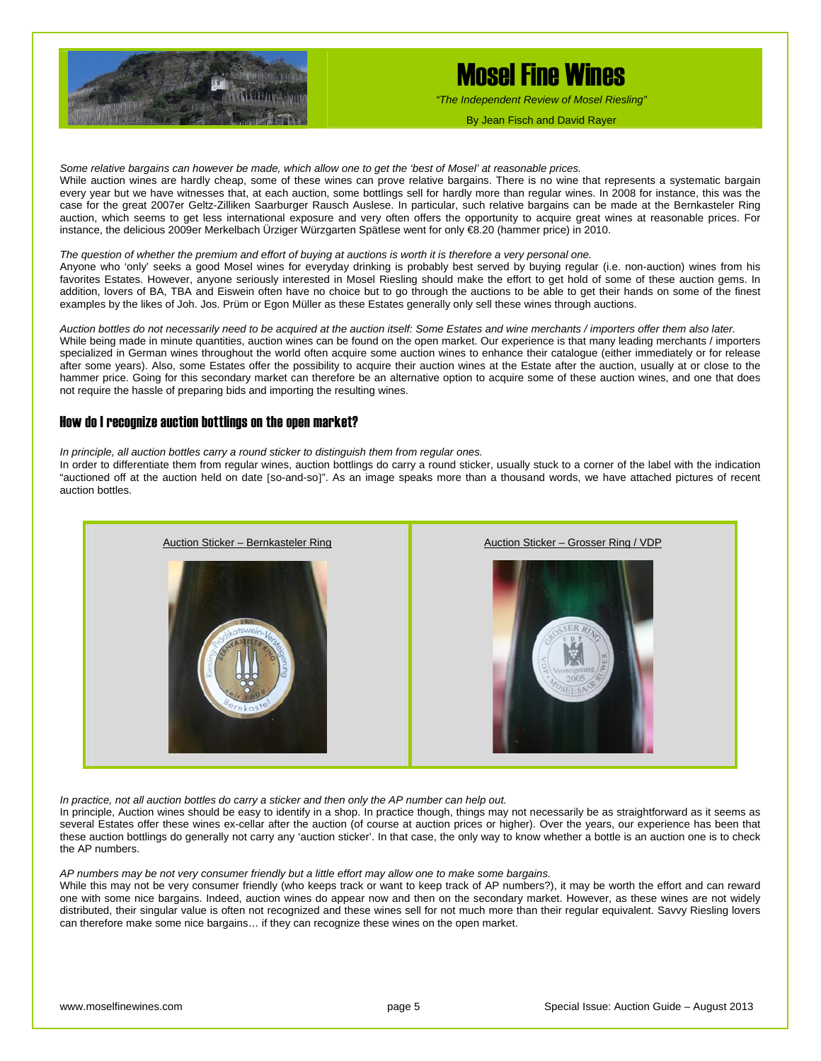*Some relative bargains can however be made, which allow one to get the 'best of Mosel' at reasonable prices.*
While auction wines are hardly cheap, some of these wines can prove relative bargains. There is no wine that represents a systematic bargain every year but we have witnesses that, at each auction, some bottlings sell for hardly more than regular wines. In 2008 for instance, this was the case for the great 2007er Geltz-Zilliken Saarburger Rausch Auslese. In particular, such relative bargains can be made at the Bernkasteler Ring auction, which seems to get less international exposure and very often offers the opportunity to acquire great wines at reasonable prices. For instance, the delicious 2009er Merkelbach Ürziger Würzgarten Spätlese went for only €8.20 (hammer price) in 2010.

*The question of whether the premium and effort of buying at auctions is worth it is therefore a very personal one.*
Anyone who 'only' seeks a good Mosel wines for everyday drinking is probably best served by buying regular (i.e. non-auction) wines from his favorites Estates. However, anyone seriously interested in Mosel Riesling should make the effort to get hold of some of these auction gems. In addition, lovers of BA, TBA and Eiswein often have no choice but to go through the auctions to be able to get their hands on some of the finest examples by the likes of Joh. Jos. Prüm or Egon Müller as these Estates generally only sell these wines through auctions.

*Auction bottles do not necessarily need to be acquired at the auction itself: Some Estates and wine merchants / importers offer them also later.*
While being made in minute quantities, auction wines can be found on the open market. Our experience is that many leading merchants / importers specialized in German wines throughout the world often acquire some auction wines to enhance their catalogue (either immediately or for release after some years). Also, some Estates offer the possibility to acquire their auction wines at the Estate after the auction, usually at or close to the hammer price. Going for this secondary market can therefore be an alternative option to acquire some of these auction wines, and one that does not require the hassle of preparing bids and importing the resulting wines.

## How do I recognize auction bottlings on the open market?

*In principle, all auction bottles carry a round sticker to distinguish them from regular ones.*
In order to differentiate them from regular wines, auction bottlings do carry a round sticker, usually stuck to a corner of the label with the indication "auctioned off at the auction held on date [so-and-so]". As an image speaks more than a thousand words, we have attached pictures of recent auction bottles.

Auction Sticker – Bernkasteler Ring

Auction Sticker – Grosser Ring / VDP

*In practice, not all auction bottles do carry a sticker and then only the AP number can help out.*
In principle, Auction wines should be easy to identify in a shop. In practice though, things may not necessarily be as straightforward as it seems as several Estates offer these wines ex-cellar after the auction (of course at auction prices or higher). Over the years, our experience has been that these auction bottlings do generally not carry any 'auction sticker'. In that case, the only way to know whether a bottle is an auction one is to check the AP numbers.

*AP numbers may be not very consumer friendly but a little effort may allow one to make some bargains.*
While this may not be very consumer friendly (who keeps track or want to keep track of AP numbers?), it may be worth the effort and can reward one with some nice bargains. Indeed, auction wines do appear now and then on the secondary market. However, as these wines are not widely distributed, their singular value is often not recognized and these wines sell for not much more than their regular equivalent. Savvy Riesling lovers can therefore make some nice bargains… if they can recognize these wines on the open market.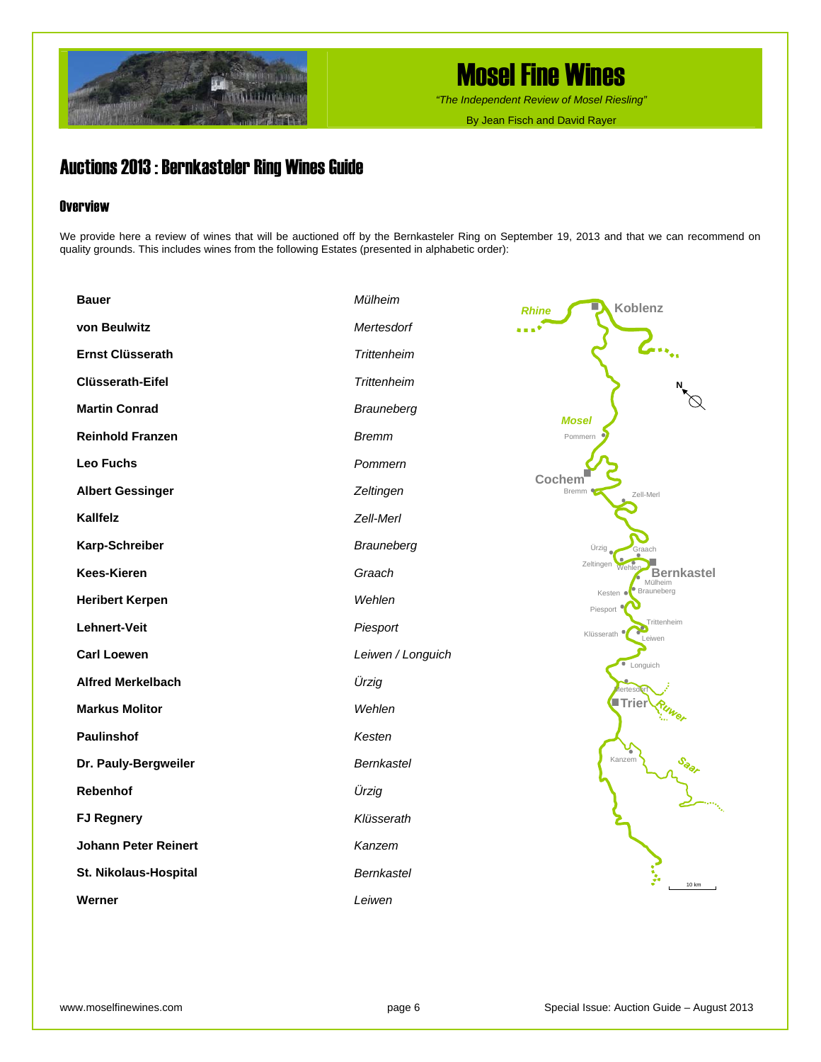# Auctions 2013 : Bernkasteler Ring Wines Guide

## Overview

We provide here a review of wines that will be auctioned off by the Bernkasteler Ring on September 19, 2013 and that we can recommend on quality grounds. This includes wines from the following Estates (presented in alphabetic order):

| | |
|---|---|
| **Bauer** | *Mülheim* |
| **von Beulwitz** | *Mertesdorf* |
| **Ernst Clüsserath** | *Trittenheim* |
| **Clüsserath-Eifel** | *Trittenheim* |
| **Martin Conrad** | *Brauneberg* |
| **Reinhold Franzen** | *Bremm* |
| **Leo Fuchs** | *Pommern* |
| **Albert Gessinger** | *Zeltingen* |
| **Kallfelz** | *Zell-Merl* |
| **Karp-Schreiber** | *Brauneberg* |
| **Kees-Kieren** | *Graach* |
| **Heribert Kerpen** | *Wehlen* |
| **Lehnert-Veit** | *Piesport* |
| **Carl Loewen** | *Leiwen / Longuich* |
| **Alfred Merkelbach** | *Ürzig* |
| **Markus Molitor** | *Wehlen* |
| **Paulinshof** | *Kesten* |
| **Dr. Pauly-Bergweiler** | *Bernkastel* |
| **Rebenhof** | *Ürzig* |
| **FJ Regnery** | *Klüsserath* |
| **Johann Peter Reinert** | *Kanzem* |
| **St. Nikolaus-Hospital** | *Bernkastel* |
| **Werner** | *Leiwen* |

Rhine
Koblenz
N
Mosel
Pommern
Cochem
Bremm
Zell-Merl
Ürzig
Graach
Zeltingen
Wehlen
Bernkastel
Mülheim
Brauneberg
Kesten
Piesport
Trittenheim
Klüsserath
Leiwen
Longuich
Mertesdorf
Trier
Ruwer
Kanzem
Saar
10 km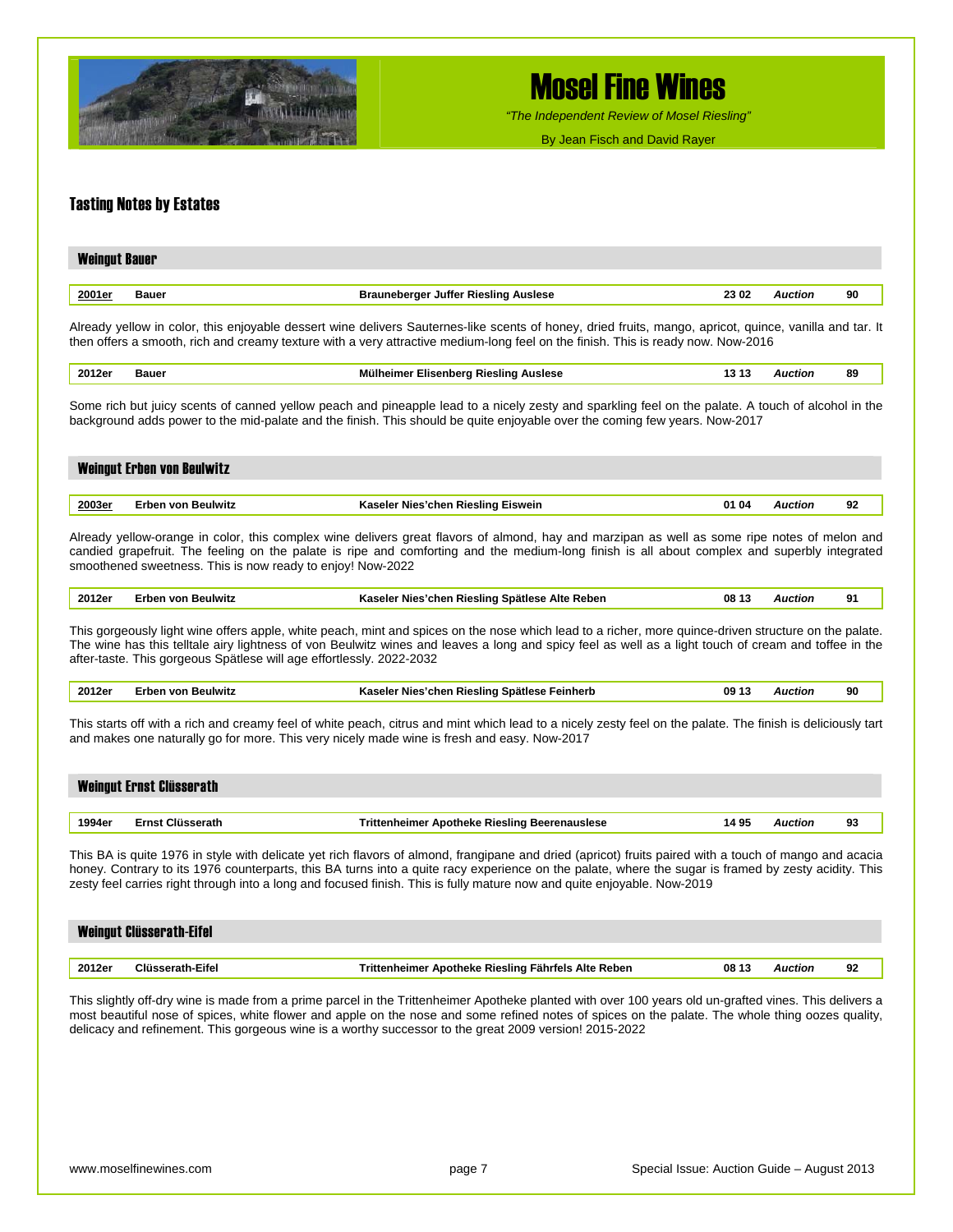# Mosel Fine Wines

*"The Independent Review of Mosel Riesling"*

By Jean Fisch and David Rayer

## Tasting Notes by Estates

### Weingut Bauer

| | | | | | |
|---|---|---|---|---|---|
| **2001er** | **Bauer** | **Brauneberger Juffer Riesling Auslese** | **23 02** | ***Auction*** | **90** |

Already yellow in color, this enjoyable dessert wine delivers Sauternes-like scents of honey, dried fruits, mango, apricot, quince, vanilla and tar. It then offers a smooth, rich and creamy texture with a very attractive medium-long feel on the finish. This is ready now. Now-2016

| | | | | | |
|---|---|---|---|---|---|
| **2012er** | **Bauer** | **Mülheimer Elisenberg Riesling Auslese** | **13 13** | ***Auction*** | **89** |

Some rich but juicy scents of canned yellow peach and pineapple lead to a nicely zesty and sparkling feel on the palate. A touch of alcohol in the background adds power to the mid-palate and the finish. This should be quite enjoyable over the coming few years. Now-2017

### Weingut Erben von Beulwitz

| | | | | | |
|---|---|---|---|---|---|
| **2003er** | **Erben von Beulwitz** | **Kaseler Nies'chen Riesling Eiswein** | **01 04** | ***Auction*** | **92** |

Already yellow-orange in color, this complex wine delivers great flavors of almond, hay and marzipan as well as some ripe notes of melon and candied grapefruit. The feeling on the palate is ripe and comforting and the medium-long finish is all about complex and superbly integrated smoothened sweetness. This is now ready to enjoy! Now-2022

| | | | | | |
|---|---|---|---|---|---|
| **2012er** | **Erben von Beulwitz** | **Kaseler Nies'chen Riesling Spätlese Alte Reben** | **08 13** | ***Auction*** | **91** |

This gorgeously light wine offers apple, white peach, mint and spices on the nose which lead to a richer, more quince-driven structure on the palate. The wine has this telltale airy lightness of von Beulwitz wines and leaves a long and spicy feel as well as a light touch of cream and toffee in the after-taste. This gorgeous Spätlese will age effortlessly. 2022-2032

| | | | | | |
|---|---|---|---|---|---|
| **2012er** | **Erben von Beulwitz** | **Kaseler Nies'chen Riesling Spätlese Feinherb** | **09 13** | ***Auction*** | **90** |

This starts off with a rich and creamy feel of white peach, citrus and mint which lead to a nicely zesty feel on the palate. The finish is deliciously tart and makes one naturally go for more. This very nicely made wine is fresh and easy. Now-2017

### Weingut Ernst Clüsserath

| | | | | | |
|---|---|---|---|---|---|
| **1994er** | **Ernst Clüsserath** | **Trittenheimer Apotheke Riesling Beerenauslese** | **14 95** | ***Auction*** | **93** |

This BA is quite 1976 in style with delicate yet rich flavors of almond, frangipane and dried (apricot) fruits paired with a touch of mango and acacia honey. Contrary to its 1976 counterparts, this BA turns into a quite racy experience on the palate, where the sugar is framed by zesty acidity. This zesty feel carries right through into a long and focused finish. This is fully mature now and quite enjoyable. Now-2019

### Weingut Clüsserath-Eifel

| | | | | | |
|---|---|---|---|---|---|
| **2012er** | **Clüsserath-Eifel** | **Trittenheimer Apotheke Riesling Fährfels Alte Reben** | **08 13** | ***Auction*** | **92** |

This slightly off-dry wine is made from a prime parcel in the Trittenheimer Apotheke planted with over 100 years old un-grafted vines. This delivers a most beautiful nose of spices, white flower and apple on the nose and some refined notes of spices on the palate. The whole thing oozes quality, delicacy and refinement. This gorgeous wine is a worthy successor to the great 2009 version! 2015-2022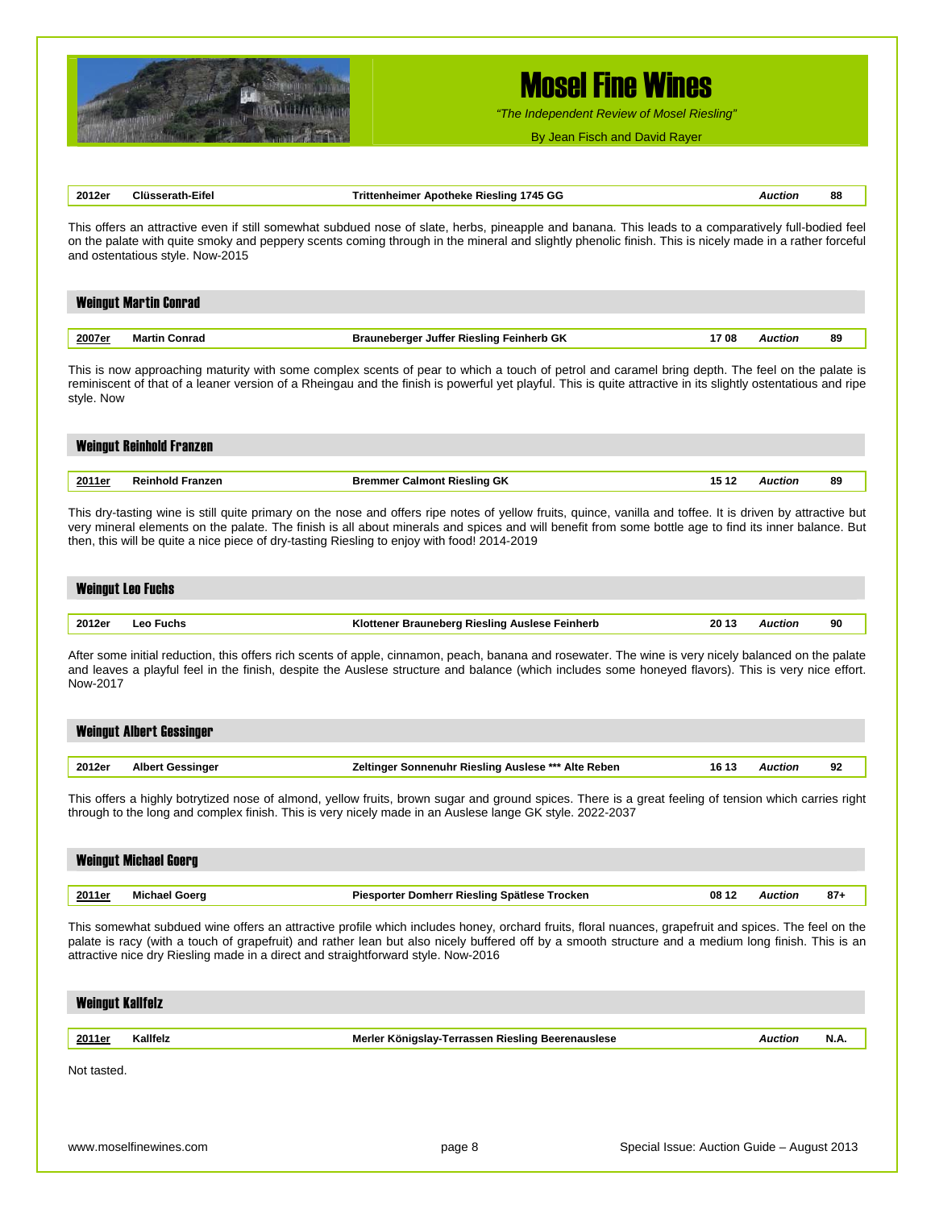| | | | | | |
|---|---|---|---|---|---|
| 2012er | Clüsserath-Eifel | Trittenheimer Apotheke Riesling 1745 GG | | *Auction* | 88 |

This offers an attractive even if still somewhat subdued nose of slate, herbs, pineapple and banana. This leads to a comparatively full-bodied feel on the palate with quite smoky and peppery scents coming through in the mineral and slightly phenolic finish. This is nicely made in a rather forceful and ostentatious style. Now-2015

## Weingut Martin Conrad

| | | | | | |
|---|---|---|---|---|---|
| 2007er | Martin Conrad | Brauneberger Juffer Riesling Feinherb GK | 17 08 | *Auction* | 89 |

This is now approaching maturity with some complex scents of pear to which a touch of petrol and caramel bring depth. The feel on the palate is reminiscent of that of a leaner version of a Rheingau and the finish is powerful yet playful. This is quite attractive in its slightly ostentatious and ripe style. Now

## Weingut Reinhold Franzen

| | | | | | |
|---|---|---|---|---|---|
| 2011er | Reinhold Franzen | Bremmer Calmont Riesling GK | 15 12 | *Auction* | 89 |

This dry-tasting wine is still quite primary on the nose and offers ripe notes of yellow fruits, quince, vanilla and toffee. It is driven by attractive but very mineral elements on the palate. The finish is all about minerals and spices and will benefit from some bottle age to find its inner balance. But then, this will be quite a nice piece of dry-tasting Riesling to enjoy with food! 2014-2019

## Weingut Leo Fuchs

| | | | | | |
|---|---|---|---|---|---|
| 2012er | Leo Fuchs | Klottener Brauneberg Riesling Auslese Feinherb | 20 13 | *Auction* | 90 |

After some initial reduction, this offers rich scents of apple, cinnamon, peach, banana and rosewater. The wine is very nicely balanced on the palate and leaves a playful feel in the finish, despite the Auslese structure and balance (which includes some honeyed flavors). This is very nice effort. Now-2017

## Weingut Albert Gessinger

| | | | | | |
|---|---|---|---|---|---|
| 2012er | Albert Gessinger | Zeltinger Sonnenuhr Riesling Auslese *** Alte Reben | 16 13 | *Auction* | 92 |

This offers a highly botrytized nose of almond, yellow fruits, brown sugar and ground spices. There is a great feeling of tension which carries right through to the long and complex finish. This is very nicely made in an Auslese lange GK style. 2022-2037

## Weingut Michael Goerg

| | | | | | |
|---|---|---|---|---|---|
| 2011er | Michael Goerg | Piesporter Domherr Riesling Spätlese Trocken | 08 12 | *Auction* | 87+ |

This somewhat subdued wine offers an attractive profile which includes honey, orchard fruits, floral nuances, grapefruit and spices. The feel on the palate is racy (with a touch of grapefruit) and rather lean but also nicely buffered off by a smooth structure and a medium long finish. This is an attractive nice dry Riesling made in a direct and straightforward style. Now-2016

## Weingut Kallfelz

| | | | | | |
|---|---|---|---|---|---|
| 2011er | Kallfelz | Merler Königslay-Terrassen Riesling Beerenauslese | | *Auction* | N.A. |

Not tasted.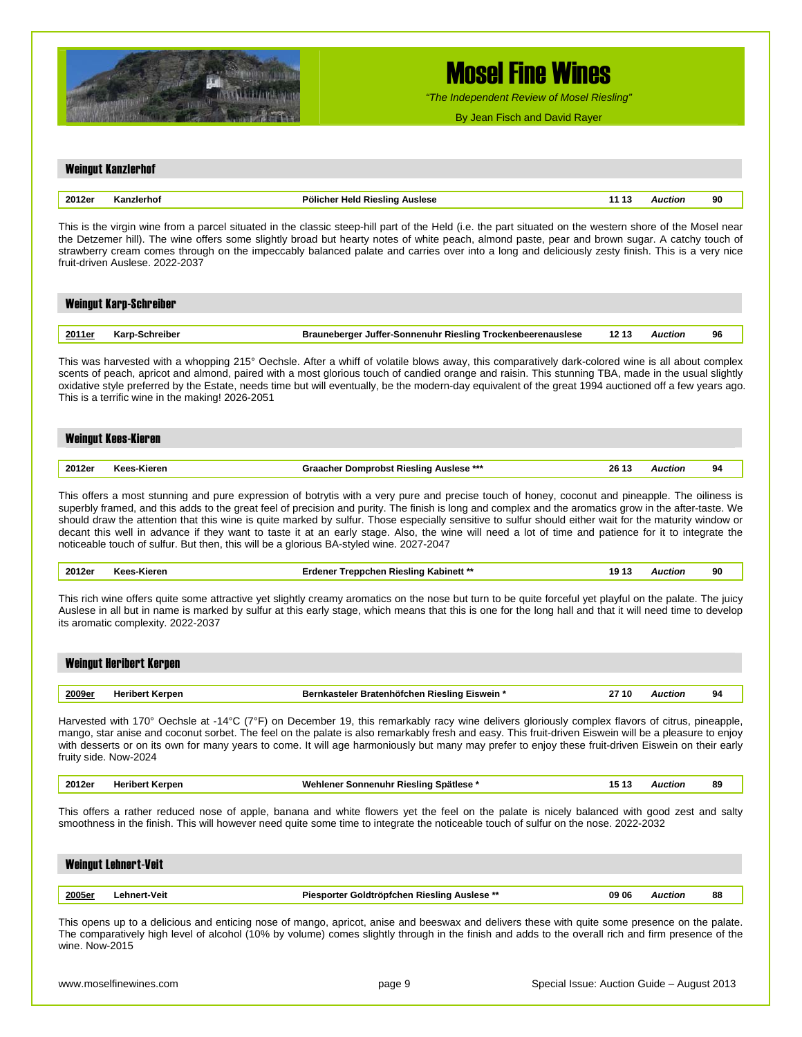## Weingut Kanzlerhof

| | | | | | |
|---|---|---|---|---|---|
| 2012er | Kanzlerhof | Pölicher Held Riesling Auslese | 11 13 | *Auction* | 90 |

This is the virgin wine from a parcel situated in the classic steep-hill part of the Held (i.e. the part situated on the western shore of the Mosel near the Detzemer hill). The wine offers some slightly broad but hearty notes of white peach, almond paste, pear and brown sugar. A catchy touch of strawberry cream comes through on the impeccably balanced palate and carries over into a long and deliciously zesty finish. This is a very nice fruit-driven Auslese. 2022-2037

## Weingut Karp-Schreiber

| | | | | | |
|---|---|---|---|---|---|
| 2011er | Karp-Schreiber | Brauneberger Juffer-Sonnenuhr Riesling Trockenbeerenauslese | 12 13 | *Auction* | 96 |

This was harvested with a whopping 215° Oechsle. After a whiff of volatile blows away, this comparatively dark-colored wine is all about complex scents of peach, apricot and almond, paired with a most glorious touch of candied orange and raisin. This stunning TBA, made in the usual slightly oxidative style preferred by the Estate, needs time but will eventually, be the modern-day equivalent of the great 1994 auctioned off a few years ago. This is a terrific wine in the making! 2026-2051

## Weingut Kees-Kieren

| | | | | | |
|---|---|---|---|---|---|
| 2012er | Kees-Kieren | Graacher Domprobst Riesling Auslese *** | 26 13 | *Auction* | 94 |

This offers a most stunning and pure expression of botrytis with a very pure and precise touch of honey, coconut and pineapple. The oiliness is superbly framed, and this adds to the great feel of precision and purity. The finish is long and complex and the aromatics grow in the after-taste. We should draw the attention that this wine is quite marked by sulfur. Those especially sensitive to sulfur should either wait for the maturity window or decant this well in advance if they want to taste it at an early stage. Also, the wine will need a lot of time and patience for it to integrate the noticeable touch of sulfur. But then, this will be a glorious BA-styled wine. 2027-2047

| | | | | | |
|---|---|---|---|---|---|
| 2012er | Kees-Kieren | Erdener Treppchen Riesling Kabinett ** | 19 13 | *Auction* | 90 |

This rich wine offers quite some attractive yet slightly creamy aromatics on the nose but turn to be quite forceful yet playful on the palate. The juicy Auslese in all but in name is marked by sulfur at this early stage, which means that this is one for the long hall and that it will need time to develop its aromatic complexity. 2022-2037

## Weingut Heribert Kerpen

| | | | | | |
|---|---|---|---|---|---|
| 2009er | Heribert Kerpen | Bernkasteler Bratenhöfchen Riesling Eiswein * | 27 10 | *Auction* | 94 |

Harvested with 170° Oechsle at -14°C (7°F) on December 19, this remarkably racy wine delivers gloriously complex flavors of citrus, pineapple, mango, star anise and coconut sorbet. The feel on the palate is also remarkably fresh and easy. This fruit-driven Eiswein will be a pleasure to enjoy with desserts or on its own for many years to come. It will age harmoniously but many may prefer to enjoy these fruit-driven Eiswein on their early fruity side. Now-2024

| | | | | | |
|---|---|---|---|---|---|
| 2012er | Heribert Kerpen | Wehlener Sonnenuhr Riesling Spätlese * | 15 13 | *Auction* | 89 |

This offers a rather reduced nose of apple, banana and white flowers yet the feel on the palate is nicely balanced with good zest and salty smoothness in the finish. This will however need quite some time to integrate the noticeable touch of sulfur on the nose. 2022-2032

## Weingut Lehnert-Veit

| | | | | | |
|---|---|---|---|---|---|
| 2005er | Lehnert-Veit | Piesporter Goldtröpfchen Riesling Auslese ** | 09 06 | *Auction* | 88 |

This opens up to a delicious and enticing nose of mango, apricot, anise and beeswax and delivers these with quite some presence on the palate. The comparatively high level of alcohol (10% by volume) comes slightly through in the finish and adds to the overall rich and firm presence of the wine. Now-2015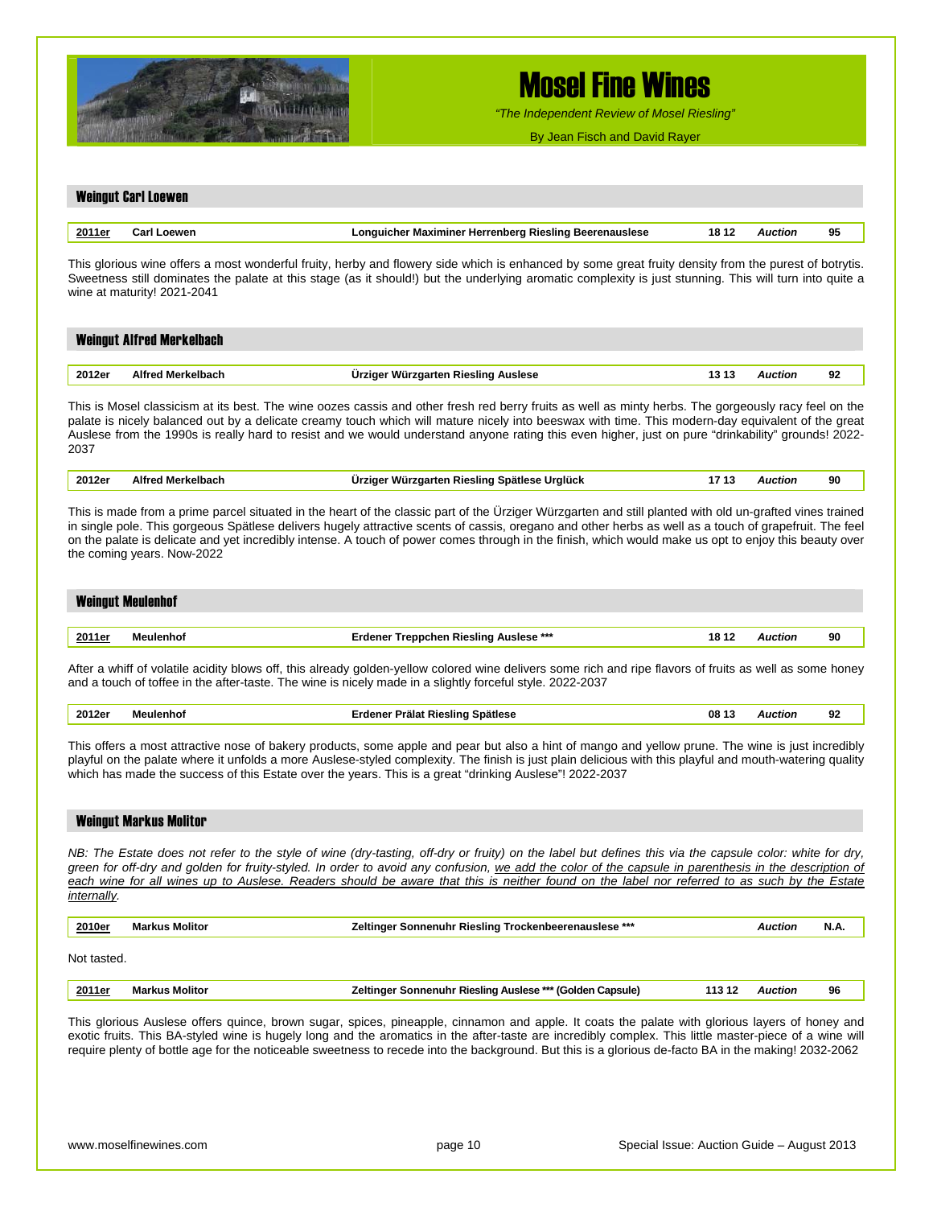## Weingut Carl Loewen

| | | | | | |
|---|---|---|---|---|---|
| <u>**2011er**</u> | **Carl Loewen** | **Longuicher Maximiner Herrenberg Riesling Beerenauslese** | **18 12** | ***Auction*** | **95** |

This glorious wine offers a most wonderful fruity, herby and flowery side which is enhanced by some great fruity density from the purest of botrytis. Sweetness still dominates the palate at this stage (as it should!) but the underlying aromatic complexity is just stunning. This will turn into quite a wine at maturity! 2021-2041

## Weingut Alfred Merkelbach

| | | | | | |
|---|---|---|---|---|---|
| **2012er** | **Alfred Merkelbach** | **Ürziger Würzgarten Riesling Auslese** | **13 13** | ***Auction*** | **92** |

This is Mosel classicism at its best. The wine oozes cassis and other fresh red berry fruits as well as minty herbs. The gorgeously racy feel on the palate is nicely balanced out by a delicate creamy touch which will mature nicely into beeswax with time. This modern-day equivalent of the great Auslese from the 1990s is really hard to resist and we would understand anyone rating this even higher, just on pure "drinkability" grounds! 2022-2037

| | | | | | |
|---|---|---|---|---|---|
| **2012er** | **Alfred Merkelbach** | **Ürziger Würzgarten Riesling Spätlese Urglück** | **17 13** | ***Auction*** | **90** |

This is made from a prime parcel situated in the heart of the classic part of the Ürziger Würzgarten and still planted with old un-grafted vines trained in single pole. This gorgeous Spätlese delivers hugely attractive scents of cassis, oregano and other herbs as well as a touch of grapefruit. The feel on the palate is delicate and yet incredibly intense. A touch of power comes through in the finish, which would make us opt to enjoy this beauty over the coming years. Now-2022

## Weingut Meulenhof

| | | | | | |
|---|---|---|---|---|---|
| <u>**2011er**</u> | **Meulenhof** | **Erdener Treppchen Riesling Auslese ***** | **18 12** | ***Auction*** | **90** |

After a whiff of volatile acidity blows off, this already golden-yellow colored wine delivers some rich and ripe flavors of fruits as well as some honey and a touch of toffee in the after-taste. The wine is nicely made in a slightly forceful style. 2022-2037

| | | | | | |
|---|---|---|---|---|---|
| **2012er** | **Meulenhof** | **Erdener Prälat Riesling Spätlese** | **08 13** | ***Auction*** | **92** |

This offers a most attractive nose of bakery products, some apple and pear but also a hint of mango and yellow prune. The wine is just incredibly playful on the palate where it unfolds a more Auslese-styled complexity. The finish is just plain delicious with this playful and mouth-watering quality which has made the success of this Estate over the years. This is a great "drinking Auslese"! 2022-2037

## Weingut Markus Molitor

*NB: The Estate does not refer to the style of wine (dry-tasting, off-dry or fruity) on the label but defines this via the capsule color: white for dry, green for off-dry and golden for fruity-styled. In order to avoid any confusion, <u>we add the color of the capsule in parenthesis in the description of each wine for all wines up to Auslese. Readers should be aware that this is neither found on the label nor referred to as such by the Estate internally</u>.*

| | | | | | |
|---|---|---|---|---|---|
| <u>**2010er**</u> | **Markus Molitor** | **Zeltinger Sonnenuhr Riesling Trockenbeerenauslese ***** | | ***Auction*** | **N.A.** |

Not tasted.

| | | | | | |
|---|---|---|---|---|---|
| <u>**2011er**</u> | **Markus Molitor** | **Zeltinger Sonnenuhr Riesling Auslese *** (Golden Capsule)** | **113 12** | ***Auction*** | **96** |

This glorious Auslese offers quince, brown sugar, spices, pineapple, cinnamon and apple. It coats the palate with glorious layers of honey and exotic fruits. This BA-styled wine is hugely long and the aromatics in the after-taste are incredibly complex. This little master-piece of a wine will require plenty of bottle age for the noticeable sweetness to recede into the background. But this is a glorious de-facto BA in the making! 2032-2062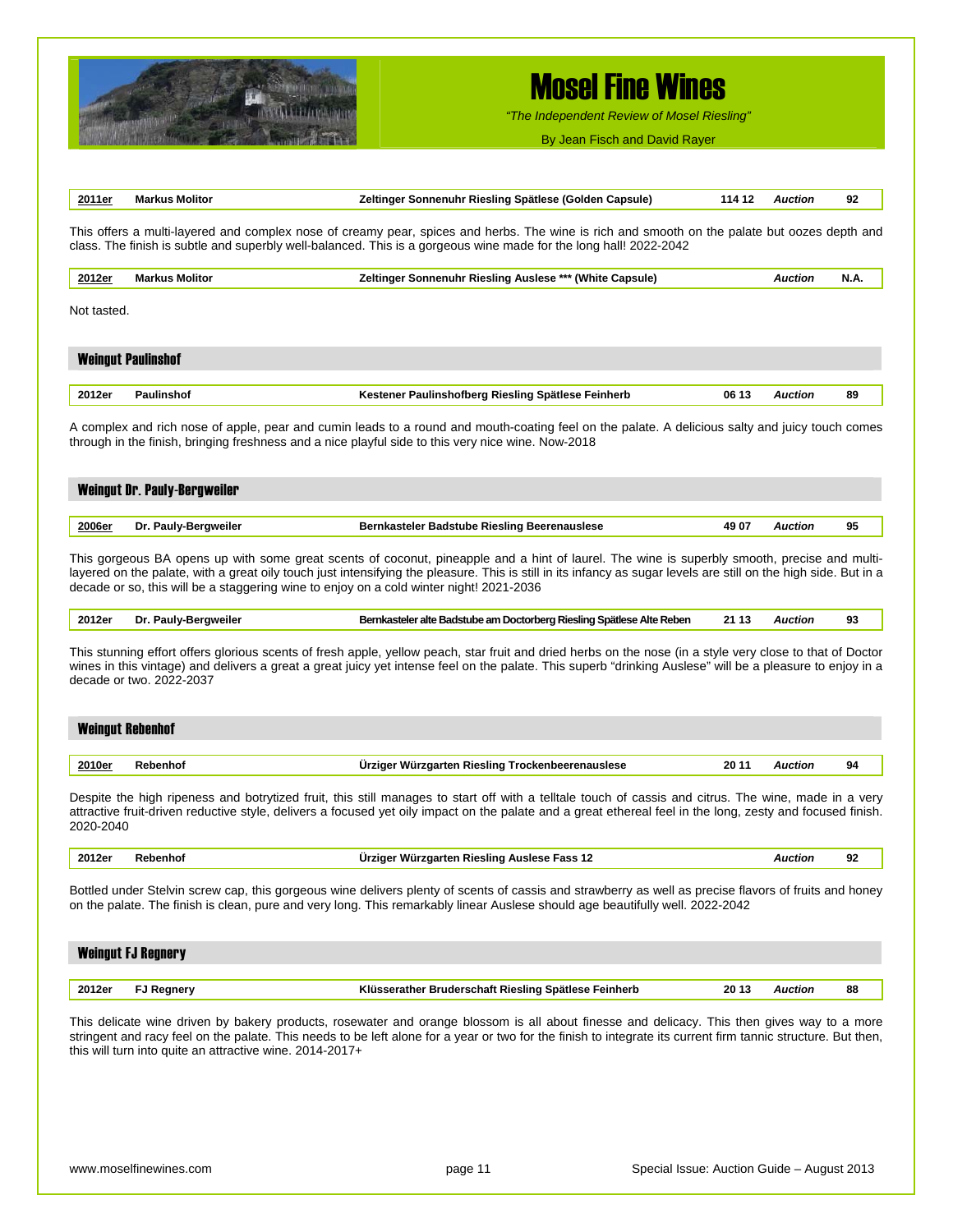| | | | | | |
|---|---|---|---|---|---|
| 2011er | Markus Molitor | Zeltinger Sonnenuhr Riesling Spätlese (Golden Capsule) | 114 12 | *Auction* | 92 |

This offers a multi-layered and complex nose of creamy pear, spices and herbs. The wine is rich and smooth on the palate but oozes depth and class. The finish is subtle and superbly well-balanced. This is a gorgeous wine made for the long hall! 2022-2042

| | | | | | |
|---|---|---|---|---|---|
| 2012er | Markus Molitor | Zeltinger Sonnenuhr Riesling Auslese *** (White Capsule) | | *Auction* | N.A. |

Not tasted.

## Weingut Paulinshof

| | | | | | |
|---|---|---|---|---|---|
| 2012er | Paulinshof | Kestener Paulinshofberg Riesling Spätlese Feinherb | 06 13 | *Auction* | 89 |

A complex and rich nose of apple, pear and cumin leads to a round and mouth-coating feel on the palate. A delicious salty and juicy touch comes through in the finish, bringing freshness and a nice playful side to this very nice wine. Now-2018

## Weingut Dr. Pauly-Bergweiler

| | | | | | |
|---|---|---|---|---|---|
| 2006er | Dr. Pauly-Bergweiler | Bernkasteler Badstube Riesling Beerenauslese | 49 07 | *Auction* | 95 |

This gorgeous BA opens up with some great scents of coconut, pineapple and a hint of laurel. The wine is superbly smooth, precise and multi-layered on the palate, with a great oily touch just intensifying the pleasure. This is still in its infancy as sugar levels are still on the high side. But in a decade or so, this will be a staggering wine to enjoy on a cold winter night! 2021-2036

| | | | | | |
|---|---|---|---|---|---|
| 2012er | Dr. Pauly-Bergweiler | Bernkasteler alte Badstube am Doctorberg Riesling Spätlese Alte Reben | 21 13 | *Auction* | 93 |

This stunning effort offers glorious scents of fresh apple, yellow peach, star fruit and dried herbs on the nose (in a style very close to that of Doctor wines in this vintage) and delivers a great a great juicy yet intense feel on the palate. This superb "drinking Auslese" will be a pleasure to enjoy in a decade or two. 2022-2037

## Weingut Rebenhof

| | | | | | |
|---|---|---|---|---|---|
| 2010er | Rebenhof | Ürziger Würzgarten Riesling Trockenbeerenauslese | 20 11 | *Auction* | 94 |

Despite the high ripeness and botrytized fruit, this still manages to start off with a telltale touch of cassis and citrus. The wine, made in a very attractive fruit-driven reductive style, delivers a focused yet oily impact on the palate and a great ethereal feel in the long, zesty and focused finish. 2020-2040

| | | | | | |
|---|---|---|---|---|---|
| 2012er | Rebenhof | Ürziger Würzgarten Riesling Auslese Fass 12 | | *Auction* | 92 |

Bottled under Stelvin screw cap, this gorgeous wine delivers plenty of scents of cassis and strawberry as well as precise flavors of fruits and honey on the palate. The finish is clean, pure and very long. This remarkably linear Auslese should age beautifully well. 2022-2042

## Weingut FJ Regnery

| | | | | | |
|---|---|---|---|---|---|
| 2012er | FJ Regnery | Klüsserather Bruderschaft Riesling Spätlese Feinherb | 20 13 | *Auction* | 88 |

This delicate wine driven by bakery products, rosewater and orange blossom is all about finesse and delicacy. This then gives way to a more stringent and racy feel on the palate. This needs to be left alone for a year or two for the finish to integrate its current firm tannic structure. But then, this will turn into quite an attractive wine. 2014-2017+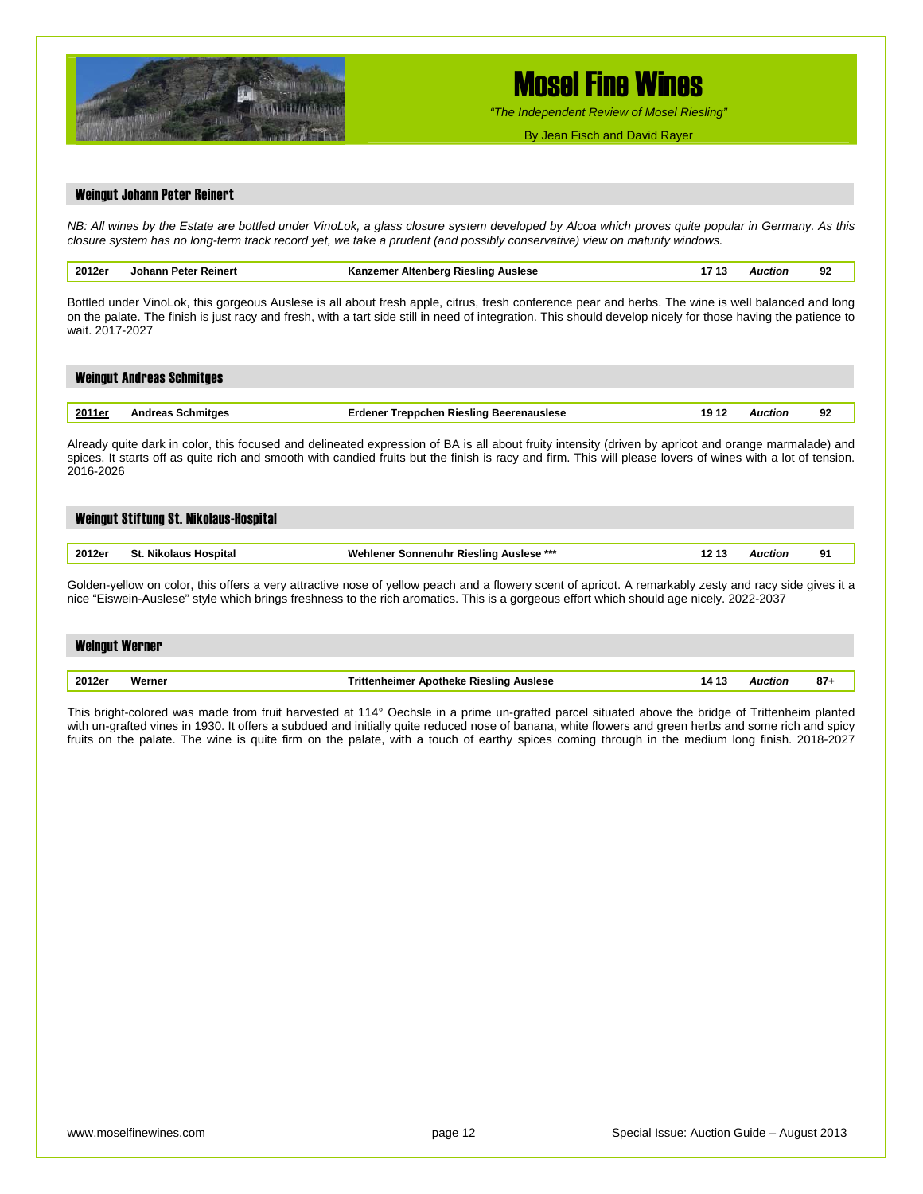### Weingut Johann Peter Reinert

*NB: All wines by the Estate are bottled under VinoLok, a glass closure system developed by Alcoa which proves quite popular in Germany. As this closure system has no long-term track record yet, we take a prudent (and possibly conservative) view on maturity windows.*

| | | | | | |
|---|---|---|---|---|---|
| **2012er** | **Johann Peter Reinert** | **Kanzemer Altenberg Riesling Auslese** | **17 13** | ***Auction*** | **92** |

Bottled under VinoLok, this gorgeous Auslese is all about fresh apple, citrus, fresh conference pear and herbs. The wine is well balanced and long on the palate. The finish is just racy and fresh, with a tart side still in need of integration. This should develop nicely for those having the patience to wait. 2017-2027

### Weingut Andreas Schmitges

| | | | | | |
|---|---|---|---|---|---|
| **2011er** | **Andreas Schmitges** | **Erdener Treppchen Riesling Beerenauslese** | **19 12** | ***Auction*** | **92** |

Already quite dark in color, this focused and delineated expression of BA is all about fruity intensity (driven by apricot and orange marmalade) and spices. It starts off as quite rich and smooth with candied fruits but the finish is racy and firm. This will please lovers of wines with a lot of tension. 2016-2026

### Weingut Stiftung St. Nikolaus-Hospital

| | | | | | |
|---|---|---|---|---|---|
| **2012er** | **St. Nikolaus Hospital** | **Wehlener Sonnenuhr Riesling Auslese *** ** | **12 13** | ***Auction*** | **91** |

Golden-yellow on color, this offers a very attractive nose of yellow peach and a flowery scent of apricot. A remarkably zesty and racy side gives it a nice “Eiswein-Auslese” style which brings freshness to the rich aromatics. This is a gorgeous effort which should age nicely. 2022-2037

### Weingut Werner

| | | | | | |
|---|---|---|---|---|---|
| **2012er** | **Werner** | **Trittenheimer Apotheke Riesling Auslese** | **14 13** | ***Auction*** | **87+** |

This bright-colored was made from fruit harvested at 114° Oechsle in a prime un-grafted parcel situated above the bridge of Trittenheim planted with un-grafted vines in 1930. It offers a subdued and initially quite reduced nose of banana, white flowers and green herbs and some rich and spicy fruits on the palate. The wine is quite firm on the palate, with a touch of earthy spices coming through in the medium long finish. 2018-2027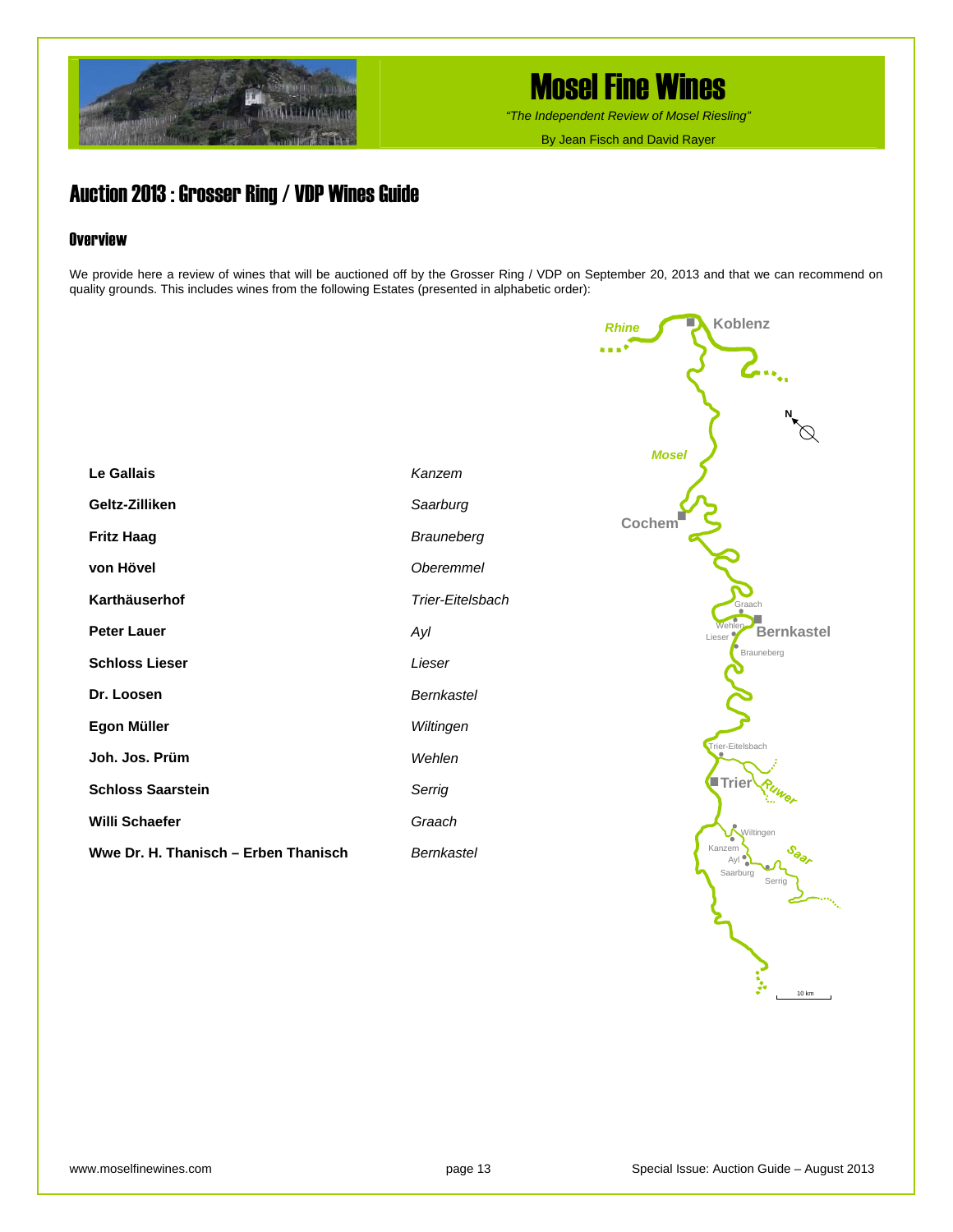# Auction 2013 : Grosser Ring / VDP Wines Guide

## Overview

We provide here a review of wines that will be auctioned off by the Grosser Ring / VDP on September 20, 2013 and that we can recommend on quality grounds. This includes wines from the following Estates (presented in alphabetic order):

| | |
|---|---|
| **Le Gallais** | *Kanzem* |
| **Geltz-Zilliken** | *Saarburg* |
| **Fritz Haag** | *Brauneberg* |
| **von Hövel** | *Oberemmel* |
| **Karthäuserhof** | *Trier-Eitelsbach* |
| **Peter Lauer** | *Ayl* |
| **Schloss Lieser** | *Lieser* |
| **Dr. Loosen** | *Bernkastel* |
| **Egon Müller** | *Wiltingen* |
| **Joh. Jos. Prüm** | *Wehlen* |
| **Schloss Saarstein** | *Serrig* |
| **Willi Schaefer** | *Graach* |
| **Wwe Dr. H. Thanisch – Erben Thanisch** | *Bernkastel* |

Rhine
Koblenz
N
Mosel
Cochem
Graach
Wehlen
Lieser
Bernkastel
Brauneberg
Trier-Eitelsbach
Trier
Ruwer
Wiltingen
Kanzem
Ayl
Saarburg
Serrig
Saar
10 km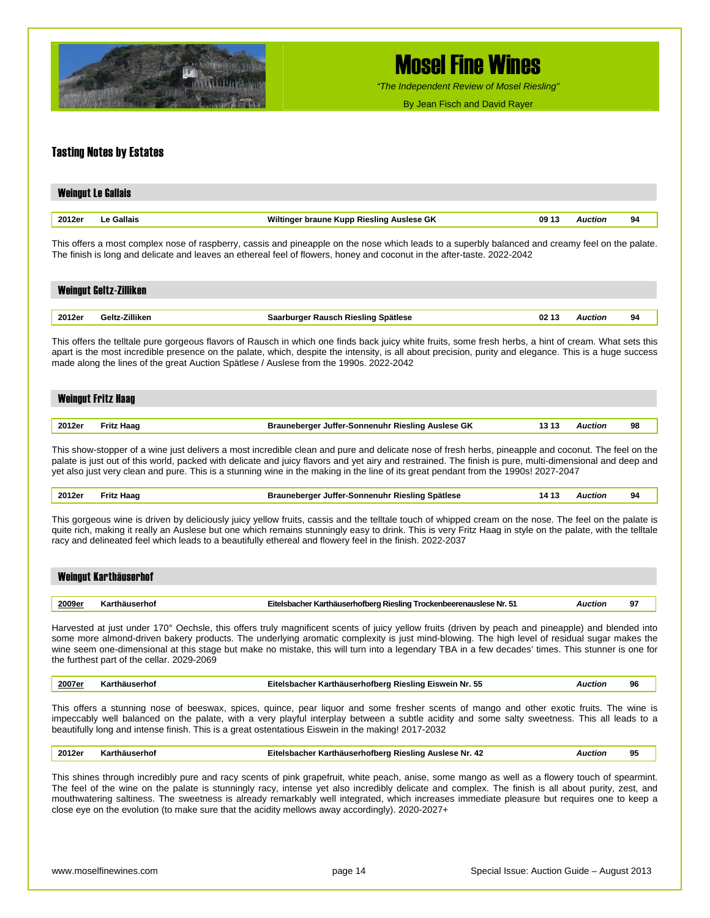# Mosel Fine Wines

*"The Independent Review of Mosel Riesling"*

By Jean Fisch and David Rayer

## Tasting Notes by Estates

### Weingut Le Gallais

| | | | | | |
|---|---|---|---|---|---|
| 2012er | Le Gallais | Wiltinger braune Kupp Riesling Auslese GK | 09 13 | *Auction* | 94 |

This offers a most complex nose of raspberry, cassis and pineapple on the nose which leads to a superbly balanced and creamy feel on the palate. The finish is long and delicate and leaves an ethereal feel of flowers, honey and coconut in the after-taste. 2022-2042

### Weingut Geltz-Zilliken

| | | | | | |
|---|---|---|---|---|---|
| 2012er | Geltz-Zilliken | Saarburger Rausch Riesling Spätlese | 02 13 | *Auction* | 94 |

This offers the telltale pure gorgeous flavors of Rausch in which one finds back juicy white fruits, some fresh herbs, a hint of cream. What sets this apart is the most incredible presence on the palate, which, despite the intensity, is all about precision, purity and elegance. This is a huge success made along the lines of the great Auction Spätlese / Auslese from the 1990s. 2022-2042

### Weingut Fritz Haag

| | | | | | |
|---|---|---|---|---|---|
| 2012er | Fritz Haag | Brauneberger Juffer-Sonnenuhr Riesling Auslese GK | 13 13 | *Auction* | 98 |

This show-stopper of a wine just delivers a most incredible clean and pure and delicate nose of fresh herbs, pineapple and coconut. The feel on the palate is just out of this world, packed with delicate and juicy flavors and yet airy and restrained. The finish is pure, multi-dimensional and deep and yet also just very clean and pure. This is a stunning wine in the making in the line of its great pendant from the 1990s! 2027-2047

| | | | | | |
|---|---|---|---|---|---|
| 2012er | Fritz Haag | Brauneberger Juffer-Sonnenuhr Riesling Spätlese | 14 13 | *Auction* | 94 |

This gorgeous wine is driven by deliciously juicy yellow fruits, cassis and the telltale touch of whipped cream on the nose. The feel on the palate is quite rich, making it really an Auslese but one which remains stunningly easy to drink. This is very Fritz Haag in style on the palate, with the telltale racy and delineated feel which leads to a beautifully ethereal and flowery feel in the finish. 2022-2037

### Weingut Karthäuserhof

| | | | | |
|---|---|---|---|---|
| 2009er | Karthäuserhof | Eitelsbacher Karthäuserhofberg Riesling Trockenbeerenauslese Nr. 51 | *Auction* | 97 |

Harvested at just under 170° Oechsle, this offers truly magnificent scents of juicy yellow fruits (driven by peach and pineapple) and blended into some more almond-driven bakery products. The underlying aromatic complexity is just mind-blowing. The high level of residual sugar makes the wine seem one-dimensional at this stage but make no mistake, this will turn into a legendary TBA in a few decades' times. This stunner is one for the furthest part of the cellar. 2029-2069

| | | | | |
|---|---|---|---|---|
| 2007er | Karthäuserhof | Eitelsbacher Karthäuserhofberg Riesling Eiswein Nr. 55 | *Auction* | 96 |

This offers a stunning nose of beeswax, spices, quince, pear liquor and some fresher scents of mango and other exotic fruits. The wine is impeccably well balanced on the palate, with a very playful interplay between a subtle acidity and some salty sweetness. This all leads to a beautifully long and intense finish. This is a great ostentatious Eiswein in the making! 2017-2032

| | | | | |
|---|---|---|---|---|
| 2012er | Karthäuserhof | Eitelsbacher Karthäuserhofberg Riesling Auslese Nr. 42 | *Auction* | 95 |

This shines through incredibly pure and racy scents of pink grapefruit, white peach, anise, some mango as well as a flowery touch of spearmint. The feel of the wine on the palate is stunningly racy, intense yet also incredibly delicate and complex. The finish is all about purity, zest, and mouthwatering saltiness. The sweetness is already remarkably well integrated, which increases immediate pleasure but requires one to keep a close eye on the evolution (to make sure that the acidity mellows away accordingly). 2020-2027+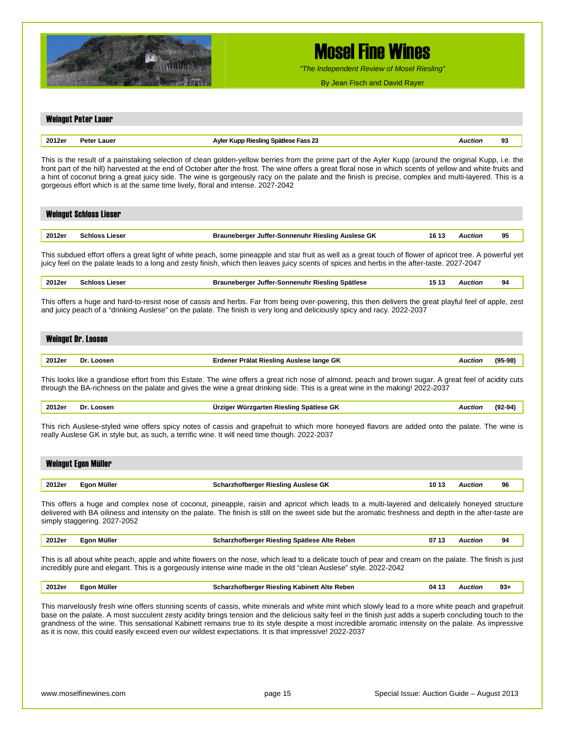# Mosel Fine Wines

*"The Independent Review of Mosel Riesling"*

By Jean Fisch and David Rayer

## Weingut Peter Lauer

| | | | | | |
|---|---|---|---|---|---|
| 2012er | Peter Lauer | Ayler Kupp Riesling Spätlese Fass 23 | | *Auction* | 93 |

This is the result of a painstaking selection of clean golden-yellow berries from the prime part of the Ayler Kupp (around the original Kupp, i.e. the front part of the hill) harvested at the end of October after the frost. The wine offers a great floral nose in which scents of yellow and white fruits and a hint of coconut bring a great juicy side. The wine is gorgeously racy on the palate and the finish is precise, complex and multi-layered. This is a gorgeous effort which is at the same time lively, floral and intense. 2027-2042

## Weingut Schloss Lieser

| | | | | | |
|---|---|---|---|---|---|
| 2012er | Schloss Lieser | Brauneberger Juffer-Sonnenuhr Riesling Auslese GK | 16 13 | *Auction* | 95 |

This subdued effort offers a great light of white peach, some pineapple and star fruit as well as a great touch of flower of apricot tree. A powerful yet juicy feel on the palate leads to a long and zesty finish, which then leaves juicy scents of spices and herbs in the after-taste. 2027-2047

| | | | | | |
|---|---|---|---|---|---|
| 2012er | Schloss Lieser | Brauneberger Juffer-Sonnenuhr Riesling Spätlese | 15 13 | *Auction* | 94 |

This offers a huge and hard-to-resist nose of cassis and herbs. Far from being over-powering, this then delivers the great playful feel of apple, zest and juicy peach of a "drinking Auslese" on the palate. The finish is very long and deliciously spicy and racy. 2022-2037

## Weingut Dr. Loosen

| | | | | | |
|---|---|---|---|---|---|
| 2012er | Dr. Loosen | Erdener Prälat Riesling Auslese lange GK | | *Auction* | (95-98) |

This looks like a grandiose effort from this Estate. The wine offers a great rich nose of almond, peach and brown sugar. A great feel of acidity cuts through the BA-richness on the palate and gives the wine a great drinking side. This is a great wine in the making! 2022-2037

| | | | | | |
|---|---|---|---|---|---|
| 2012er | Dr. Loosen | Ürziger Würzgarten Riesling Spätlese GK | | *Auction* | (92-94) |

This rich Auslese-styled wine offers spicy notes of cassis and grapefruit to which more honeyed flavors are added onto the palate. The wine is really Auslese GK in style but, as such, a terrific wine. It will need time though. 2022-2037

## Weingut Egon Müller

| | | | | | |
|---|---|---|---|---|---|
| 2012er | Egon Müller | Scharzhofberger Riesling Auslese GK | 10 13 | *Auction* | 96 |

This offers a huge and complex nose of coconut, pineapple, raisin and apricot which leads to a multi-layered and delicately honeyed structure delivered with BA oiliness and intensity on the palate. The finish is still on the sweet side but the aromatic freshness and depth in the after-taste are simply staggering. 2027-2052

| | | | | | |
|---|---|---|---|---|---|
| 2012er | Egon Müller | Scharzhofberger Riesling Spätlese Alte Reben | 07 13 | *Auction* | 94 |

This is all about white peach, apple and white flowers on the nose, which lead to a delicate touch of pear and cream on the palate. The finish is just incredibly pure and elegant. This is a gorgeously intense wine made in the old "clean Auslese" style. 2022-2042

| | | | | | |
|---|---|---|---|---|---|
| 2012er | Egon Müller | Scharzhofberger Riesling Kabinett Alte Reben | 04 13 | *Auction* | 93+ |

This marvelously fresh wine offers stunning scents of cassis, white minerals and white mint which slowly lead to a more white peach and grapefruit base on the palate. A most succulent zesty acidity brings tension and the delicious salty feel in the finish just adds a superb concluding touch to the grandness of the wine. This sensational Kabinett remains true to its style despite a most incredible aromatic intensity on the palate. As impressive as it is now, this could easily exceed even our wildest expectations. It is that impressive! 2022-2037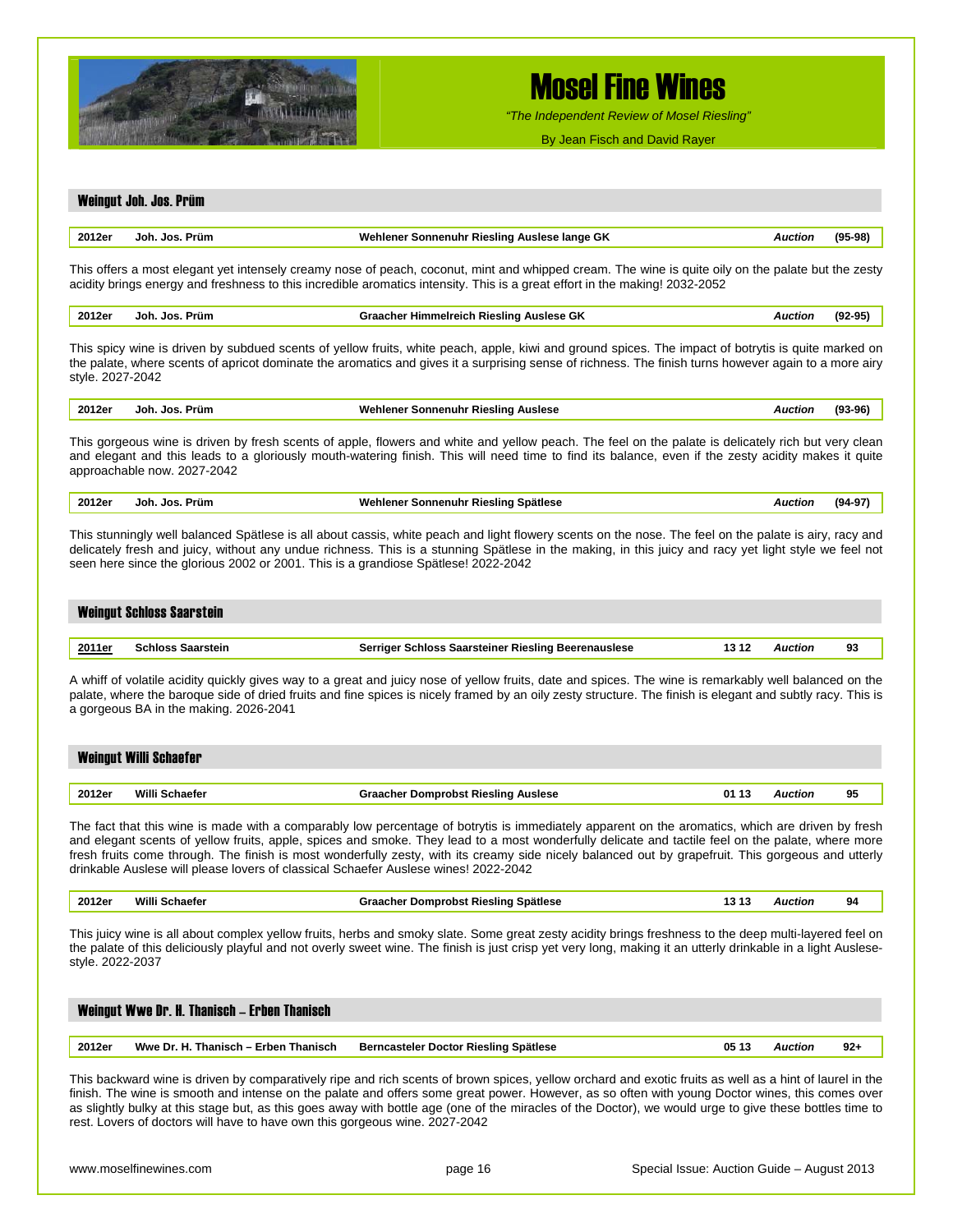## Weingut Joh. Jos. Prüm

| 2012er | Joh. Jos. Prüm | Wehlener Sonnenuhr Riesling Auslese lange GK | | *Auction* | (95-98) |
|---|---|---|---|---|---|

This offers a most elegant yet intensely creamy nose of peach, coconut, mint and whipped cream. The wine is quite oily on the palate but the zesty acidity brings energy and freshness to this incredible aromatics intensity. This is a great effort in the making! 2032-2052

| 2012er | Joh. Jos. Prüm | Graacher Himmelreich Riesling Auslese GK | | *Auction* | (92-95) |
|---|---|---|---|---|---|

This spicy wine is driven by subdued scents of yellow fruits, white peach, apple, kiwi and ground spices. The impact of botrytis is quite marked on the palate, where scents of apricot dominate the aromatics and gives it a surprising sense of richness. The finish turns however again to a more airy style. 2027-2042

| 2012er | Joh. Jos. Prüm | Wehlener Sonnenuhr Riesling Auslese | | *Auction* | (93-96) |
|---|---|---|---|---|---|

This gorgeous wine is driven by fresh scents of apple, flowers and white and yellow peach. The feel on the palate is delicately rich but very clean and elegant and this leads to a gloriously mouth-watering finish. This will need time to find its balance, even if the zesty acidity makes it quite approachable now. 2027-2042

| 2012er | Joh. Jos. Prüm | Wehlener Sonnenuhr Riesling Spätlese | | *Auction* | (94-97) |
|---|---|---|---|---|---|

This stunningly well balanced Spätlese is all about cassis, white peach and light flowery scents on the nose. The feel on the palate is airy, racy and delicately fresh and juicy, without any undue richness. This is a stunning Spätlese in the making, in this juicy and racy yet light style we feel not seen here since the glorious 2002 or 2001. This is a grandiose Spätlese! 2022-2042

## Weingut Schloss Saarstein

| 2011er | Schloss Saarstein | Serriger Schloss Saarsteiner Riesling Beerenauslese | 13 12 | *Auction* | 93 |
|---|---|---|---|---|---|

A whiff of volatile acidity quickly gives way to a great and juicy nose of yellow fruits, date and spices. The wine is remarkably well balanced on the palate, where the baroque side of dried fruits and fine spices is nicely framed by an oily zesty structure. The finish is elegant and subtly racy. This is a gorgeous BA in the making. 2026-2041

## Weingut Willi Schaefer

| 2012er | Willi Schaefer | Graacher Domprobst Riesling Auslese | 01 13 | *Auction* | 95 |
|---|---|---|---|---|---|

The fact that this wine is made with a comparably low percentage of botrytis is immediately apparent on the aromatics, which are driven by fresh and elegant scents of yellow fruits, apple, spices and smoke. They lead to a most wonderfully delicate and tactile feel on the palate, where more fresh fruits come through. The finish is most wonderfully zesty, with its creamy side nicely balanced out by grapefruit. This gorgeous and utterly drinkable Auslese will please lovers of classical Schaefer Auslese wines! 2022-2042

| 2012er | Willi Schaefer | Graacher Domprobst Riesling Spätlese | 13 13 | *Auction* | 94 |
|---|---|---|---|---|---|

This juicy wine is all about complex yellow fruits, herbs and smoky slate. Some great zesty acidity brings freshness to the deep multi-layered feel on the palate of this deliciously playful and not overly sweet wine. The finish is just crisp yet very long, making it an utterly drinkable in a light Auslese-style. 2022-2037

## Weingut Wwe Dr. H. Thanisch – Erben Thanisch

| 2012er | Wwe Dr. H. Thanisch – Erben Thanisch | Berncasteler Doctor Riesling Spätlese | 05 13 | *Auction* | 92+ |
|---|---|---|---|---|---|

This backward wine is driven by comparatively ripe and rich scents of brown spices, yellow orchard and exotic fruits as well as a hint of laurel in the finish. The wine is smooth and intense on the palate and offers some great power. However, as so often with young Doctor wines, this comes over as slightly bulky at this stage but, as this goes away with bottle age (one of the miracles of the Doctor), we would urge to give these bottles time to rest. Lovers of doctors will have to have own this gorgeous wine. 2027-2042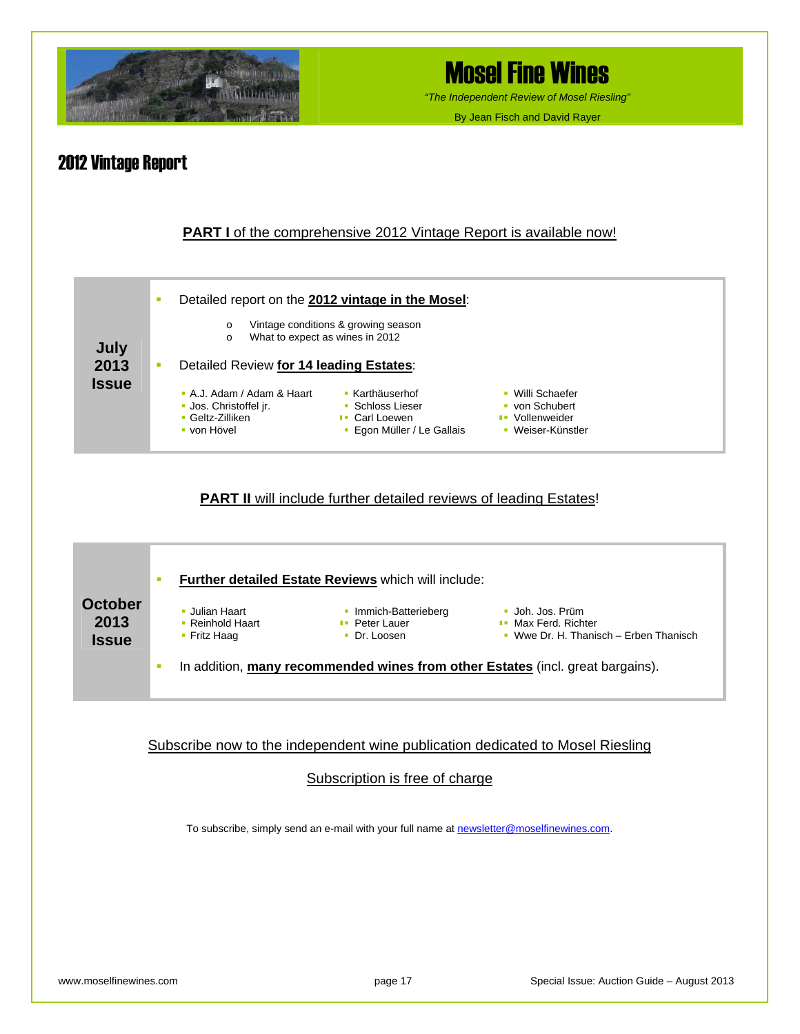# Mosel Fine Wines

*"The Independent Review of Mosel Riesling"*

By Jean Fisch and David Rayer

## 2012 Vintage Report

**PART I** of the comprehensive 2012 Vintage Report is available now!

**July 2013 Issue**

- Detailed report on the **2012 vintage in the Mosel**:
  - Vintage conditions & growing season
  - What to expect as wines in 2012
- Detailed Review **for 14 leading Estates**:
  - A.J. Adam / Adam & Haart
  - Jos. Christoffel jr.
  - Geltz-Zilliken
  - von Hövel
  - Karthäuserhof
  - Schloss Lieser
  - Carl Loewen
  - Egon Müller / Le Gallais
  - Willi Schaefer
  - von Schubert
  - Vollenweider
  - Weiser-Künstler

**PART II** will include further detailed reviews of leading Estates!

**October 2013 Issue**

- **Further detailed Estate Reviews** which will include:
  - Julian Haart
  - Reinhold Haart
  - Fritz Haag
  - Immich-Batterieberg
  - Peter Lauer
  - Dr. Loosen
  - Joh. Jos. Prüm
  - Max Ferd. Richter
  - Wwe Dr. H. Thanisch – Erben Thanisch
- In addition, **many recommended wines from other Estates** (incl. great bargains).

Subscribe now to the independent wine publication dedicated to Mosel Riesling

Subscription is free of charge

To subscribe, simply send an e-mail with your full name at newsletter@moselfinewines.com.